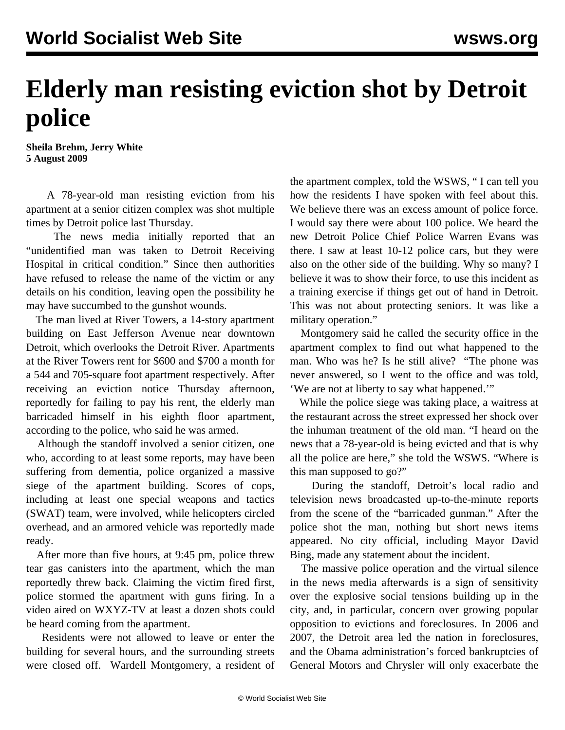# Elderly man resisting eviction shot by Detroit police

**Sheila Brehm, Jerry White**
**5 August 2009**

A 78-year-old man resisting eviction from his apartment at a senior citizen complex was shot multiple times by Detroit police last Thursday.

The news media initially reported that an "unidentified man was taken to Detroit Receiving Hospital in critical condition." Since then authorities have refused to release the name of the victim or any details on his condition, leaving open the possibility he may have succumbed to the gunshot wounds.

The man lived at River Towers, a 14-story apartment building on East Jefferson Avenue near downtown Detroit, which overlooks the Detroit River. Apartments at the River Towers rent for $600 and $700 a month for a 544 and 705-square foot apartment respectively. After receiving an eviction notice Thursday afternoon, reportedly for failing to pay his rent, the elderly man barricaded himself in his eighth floor apartment, according to the police, who said he was armed.

Although the standoff involved a senior citizen, one who, according to at least some reports, may have been suffering from dementia, police organized a massive siege of the apartment building. Scores of cops, including at least one special weapons and tactics (SWAT) team, were involved, while helicopters circled overhead, and an armored vehicle was reportedly made ready.

After more than five hours, at 9:45 pm, police threw tear gas canisters into the apartment, which the man reportedly threw back. Claiming the victim fired first, police stormed the apartment with guns firing. In a video aired on WXYZ-TV at least a dozen shots could be heard coming from the apartment.

Residents were not allowed to leave or enter the building for several hours, and the surrounding streets were closed off. Wardell Montgomery, a resident of the apartment complex, told the WSWS, " I can tell you how the residents I have spoken with feel about this. We believe there was an excess amount of police force. I would say there were about 100 police. We heard the new Detroit Police Chief Police Warren Evans was there. I saw at least 10-12 police cars, but they were also on the other side of the building. Why so many? I believe it was to show their force, to use this incident as a training exercise if things get out of hand in Detroit. This was not about protecting seniors. It was like a military operation."

Montgomery said he called the security office in the apartment complex to find out what happened to the man. Who was he? Is he still alive? "The phone was never answered, so I went to the office and was told, 'We are not at liberty to say what happened.'"

While the police siege was taking place, a waitress at the restaurant across the street expressed her shock over the inhuman treatment of the old man. "I heard on the news that a 78-year-old is being evicted and that is why all the police are here," she told the WSWS. "Where is this man supposed to go?"

During the standoff, Detroit's local radio and television news broadcasted up-to-the-minute reports from the scene of the "barricaded gunman." After the police shot the man, nothing but short news items appeared. No city official, including Mayor David Bing, made any statement about the incident.

The massive police operation and the virtual silence in the news media afterwards is a sign of sensitivity over the explosive social tensions building up in the city, and, in particular, concern over growing popular opposition to evictions and foreclosures. In 2006 and 2007, the Detroit area led the nation in foreclosures, and the Obama administration's forced bankruptcies of General Motors and Chrysler will only exacerbate the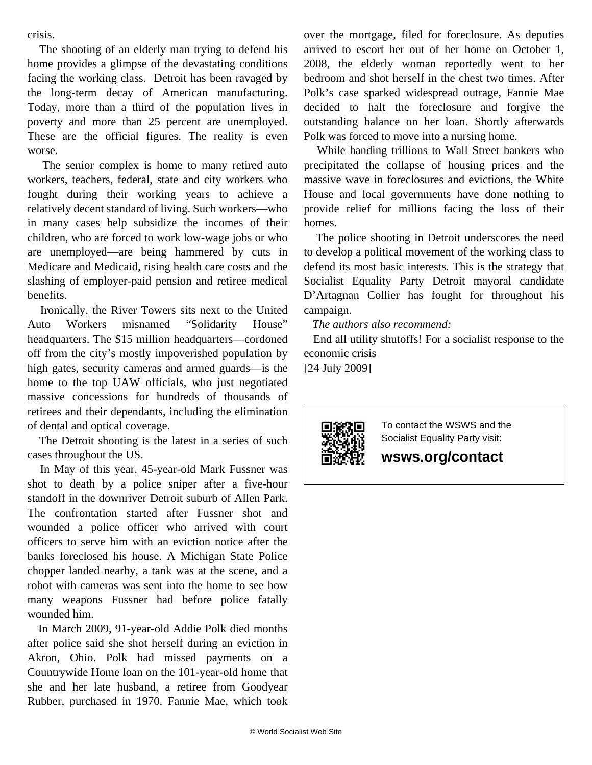crisis.

The shooting of an elderly man trying to defend his home provides a glimpse of the devastating conditions facing the working class. Detroit has been ravaged by the long-term decay of American manufacturing. Today, more than a third of the population lives in poverty and more than 25 percent are unemployed. These are the official figures. The reality is even worse.

The senior complex is home to many retired auto workers, teachers, federal, state and city workers who fought during their working years to achieve a relatively decent standard of living. Such workers—who in many cases help subsidize the incomes of their children, who are forced to work low-wage jobs or who are unemployed—are being hammered by cuts in Medicare and Medicaid, rising health care costs and the slashing of employer-paid pension and retiree medical benefits.

Ironically, the River Towers sits next to the United Auto Workers misnamed "Solidarity House" headquarters. The $15 million headquarters—cordoned off from the city's mostly impoverished population by high gates, security cameras and armed guards—is the home to the top UAW officials, who just negotiated massive concessions for hundreds of thousands of retirees and their dependants, including the elimination of dental and optical coverage.

The Detroit shooting is the latest in a series of such cases throughout the US.

In May of this year, 45-year-old Mark Fussner was shot to death by a police sniper after a five-hour standoff in the downriver Detroit suburb of Allen Park. The confrontation started after Fussner shot and wounded a police officer who arrived with court officers to serve him with an eviction notice after the banks foreclosed his house. A Michigan State Police chopper landed nearby, a tank was at the scene, and a robot with cameras was sent into the home to see how many weapons Fussner had before police fatally wounded him.

In March 2009, 91-year-old Addie Polk died months after police said she shot herself during an eviction in Akron, Ohio. Polk had missed payments on a Countrywide Home loan on the 101-year-old home that she and her late husband, a retiree from Goodyear Rubber, purchased in 1970. Fannie Mae, which took over the mortgage, filed for foreclosure. As deputies arrived to escort her out of her home on October 1, 2008, the elderly woman reportedly went to her bedroom and shot herself in the chest two times. After Polk's case sparked widespread outrage, Fannie Mae decided to halt the foreclosure and forgive the outstanding balance on her loan. Shortly afterwards Polk was forced to move into a nursing home.

While handing trillions to Wall Street bankers who precipitated the collapse of housing prices and the massive wave in foreclosures and evictions, the White House and local governments have done nothing to provide relief for millions facing the loss of their homes.

The police shooting in Detroit underscores the need to develop a political movement of the working class to defend its most basic interests. This is the strategy that Socialist Equality Party Detroit mayoral candidate D'Artagnan Collier has fought for throughout his campaign.

*The authors also recommend:*

End all utility shutoffs! For a socialist response to the economic crisis
[24 July 2009]

To contact the WSWS and the Socialist Equality Party visit:

**wsws.org/contact**